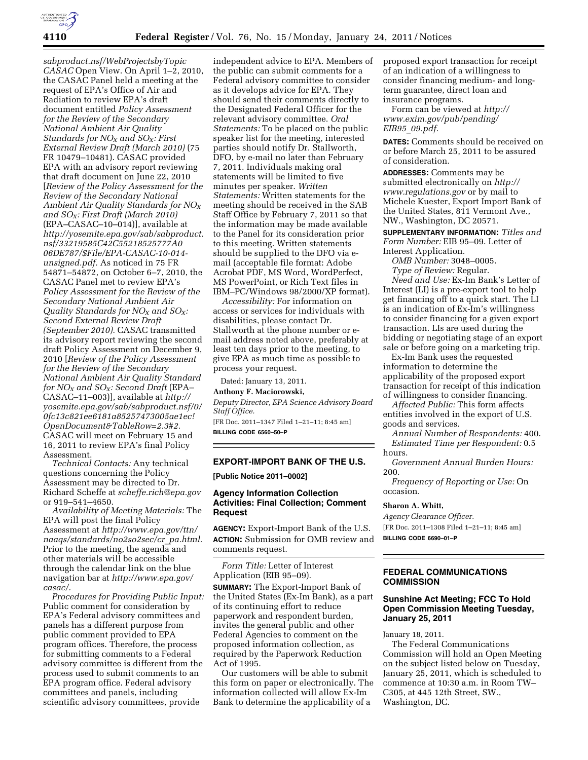*sabproduct.nsf/WebProjectsbyTopic CASAC* Open View. On April 1–2, 2010, the CASAC Panel held a meeting at the request of EPA's Office of Air and Radiation to review EPA's draft document entitled *Policy Assessment for the Review of the Secondary National Ambient Air Quality Standards for $NO_X$ and $SO_X$: First External Review Draft (March 2010)* (75 FR 10479–10481). CASAC provided EPA with an advisory report reviewing that draft document on June 22, 2010 [*Review of the Policy Assessment for the Review of the Secondary National Ambient Air Quality Standards for $NO_X$ and $SO_X$: First Draft (March 2010)* (EPA–CASAC–10–014)], available at *http://yosemite.epa.gov/sab/sabproduct.nsf/33219585C42C55218525777A006DE787/$File/EPA-CASAC-10-014-unsigned.pdf.* As noticed in 75 FR 54871–54872, on October 6–7, 2010, the CASAC Panel met to review EPA's *Policy Assessment for the Review of the Secondary National Ambient Air Quality Standards for $NO_X$ and $SO_X$: Second External Review Draft (September 2010).* CASAC transmitted its advisory report reviewing the second draft Policy Assessment on December 9, 2010 [*Review of the Policy Assessment for the Review of the Secondary National Ambient Air Quality Standard for $NO_X$ and $SO_X$: Second Draft* (EPA–CASAC–11–003)], available at *http://yosemite.epa.gov/sab/sabproduct.nsf/0/0fc13c821ee6181a85257473005ae1ec!OpenDocument&TableRow=2.3#2.* CASAC will meet on February 15 and 16, 2011 to review EPA's final Policy Assessment.

*Technical Contacts:* Any technical questions concerning the Policy Assessment may be directed to Dr. Richard Scheffe at *scheffe.rich@epa.gov* or 919–541–4650.

*Availability of Meeting Materials:* The EPA will post the final Policy Assessment at *http://www.epa.gov/ttn/naaqs/standards/no2so2sec/cr_pa.html.* Prior to the meeting, the agenda and other materials will be accessible through the calendar link on the blue navigation bar at *http://www.epa.gov/casac/.*

*Procedures for Providing Public Input:* Public comment for consideration by EPA's Federal advisory committees and panels has a different purpose from public comment provided to EPA program offices. Therefore, the process for submitting comments to a Federal advisory committee is different from the process used to submit comments to an EPA program office. Federal advisory committees and panels, including scientific advisory committees, provide independent advice to EPA. Members of the public can submit comments for a Federal advisory committee to consider as it develops advice for EPA. They should send their comments directly to the Designated Federal Officer for the relevant advisory committee. *Oral Statements:* To be placed on the public speaker list for the meeting, interested parties should notify Dr. Stallworth, DFO, by e-mail no later than February 7, 2011. Individuals making oral statements will be limited to five minutes per speaker. *Written Statements:* Written statements for the meeting should be received in the SAB Staff Office by February 7, 2011 so that the information may be made available to the Panel for its consideration prior to this meeting. Written statements should be supplied to the DFO via e-mail (acceptable file format: Adobe Acrobat PDF, MS Word, WordPerfect, MS PowerPoint, or Rich Text files in IBM–PC/Windows 98/2000/XP format).

*Accessibility:* For information on access or services for individuals with disabilities, please contact Dr. Stallworth at the phone number or e-mail address noted above, preferably at least ten days prior to the meeting, to give EPA as much time as possible to process your request.

Dated: January 13, 2011.

**Anthony F. Maciorowski,**

*Deputy Director, EPA Science Advisory Board Staff Office.*

[FR Doc. 2011–1347 Filed 1–21–11; 8:45 am]

**BILLING CODE 6560–50–P**

## EXPORT-IMPORT BANK OF THE U.S.

**[Public Notice 2011–0002]**

### Agency Information Collection Activities: Final Collection; Comment Request

**AGENCY:** Export-Import Bank of the U.S.

**ACTION:** Submission for OMB review and comments request.

*Form Title:* Letter of Interest Application (EIB 95–09).

**SUMMARY:** The Export-Import Bank of the United States (Ex-Im Bank), as a part of its continuing effort to reduce paperwork and respondent burden, invites the general public and other Federal Agencies to comment on the proposed information collection, as required by the Paperwork Reduction Act of 1995.

Our customers will be able to submit this form on paper or electronically. The information collected will allow Ex-Im Bank to determine the applicability of a proposed export transaction for receipt of an indication of a willingness to consider financing medium- and long-term guarantee, direct loan and insurance programs.

Form can be viewed at *http://www.exim.gov/pub/pending/EIB95_09.pdf.*

**DATES:** Comments should be received on or before March 25, 2011 to be assured of consideration.

**ADDRESSES:** Comments may be submitted electronically on *http://www.regulations.gov* or by mail to Michele Kuester, Export Import Bank of the United States, 811 Vermont Ave., NW., Washington, DC 20571.

**SUPPLEMENTARY INFORMATION:** *Titles and Form Number:* EIB 95–09. Letter of Interest Application.

*OMB Number:* 3048–0005.

*Type of Review:* Regular.

*Need and Use:* Ex-Im Bank's Letter of Interest (LI) is a pre-export tool to help get financing off to a quick start. The LI is an indication of Ex-Im's willingness to consider financing for a given export transaction. LIs are used during the bidding or negotiating stage of an export sale or before going on a marketing trip.

Ex-Im Bank uses the requested information to determine the applicability of the proposed export transaction for receipt of this indication of willingness to consider financing.

*Affected Public:* This form affects entities involved in the export of U.S. goods and services.

*Annual Number of Respondents:* 400.

*Estimated Time per Respondent:* 0.5 hours.

*Government Annual Burden Hours:* 200.

*Frequency of Reporting or Use:* On occasion.

**Sharon A. Whitt,**

*Agency Clearance Officer.*

[FR Doc. 2011–1308 Filed 1–21–11; 8:45 am]

**BILLING CODE 6690–01–P**

## FEDERAL COMMUNICATIONS COMMISSION

### Sunshine Act Meeting; FCC To Hold Open Commission Meeting Tuesday, January 25, 2011

January 18, 2011.

The Federal Communications Commission will hold an Open Meeting on the subject listed below on Tuesday, January 25, 2011, which is scheduled to commence at 10:30 a.m. in Room TW–C305, at 445 12th Street, SW., Washington, DC.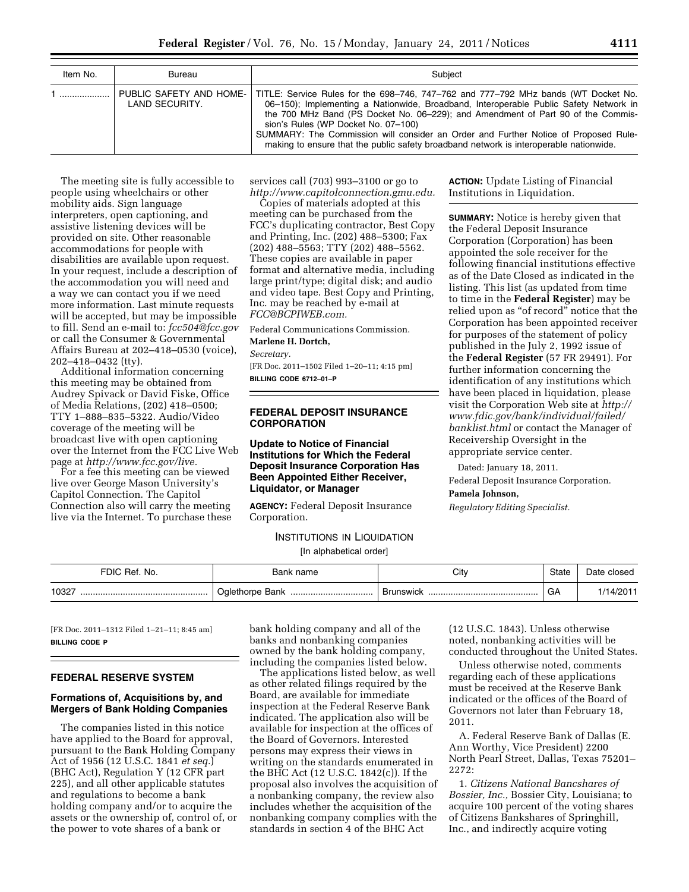| Item No. | Bureau | Subject |
|---|---|---|
| 1 .................. | PUBLIC SAFETY AND HOMELAND SECURITY. | TITLE: Service Rules for the 698–746, 747–762 and 777–792 MHz bands (WT Docket No. 06–150); Implementing a Nationwide, Broadband, Interoperable Public Safety Network in the 700 MHz Band (PS Docket No. 06–229); and Amendment of Part 90 of the Commission's Rules (WP Docket No. 07–100) SUMMARY: The Commission will consider an Order and Further Notice of Proposed Rulemaking to ensure that the public safety broadband network is interoperable nationwide. |

The meeting site is fully accessible to people using wheelchairs or other mobility aids. Sign language interpreters, open captioning, and assistive listening devices will be provided on site. Other reasonable accommodations for people with disabilities are available upon request. In your request, include a description of the accommodation you will need and a way we can contact you if we need more information. Last minute requests will be accepted, but may be impossible to fill. Send an e-mail to: *fcc504@fcc.gov* or call the Consumer & Governmental Affairs Bureau at 202–418–0530 (voice), 202–418–0432 (tty).

Additional information concerning this meeting may be obtained from Audrey Spivack or David Fiske, Office of Media Relations, (202) 418–0500; TTY 1–888–835–5322. Audio/Video coverage of the meeting will be broadcast live with open captioning over the Internet from the FCC Live Web page at *http://www.fcc.gov/live.*

For a fee this meeting can be viewed live over George Mason University's Capitol Connection. The Capitol Connection also will carry the meeting live via the Internet. To purchase these services call (703) 993–3100 or go to *http://www.capitolconnection.gmu.edu.*

Copies of materials adopted at this meeting can be purchased from the FCC's duplicating contractor, Best Copy and Printing, Inc. (202) 488–5300; Fax (202) 488–5563; TTY (202) 488–5562. These copies are available in paper format and alternative media, including large print/type; digital disk; and audio and video tape. Best Copy and Printing, Inc. may be reached by e-mail at *FCC@BCPIWEB.com.*

Federal Communications Commission.

**Marlene H. Dortch,**

*Secretary.*

[FR Doc. 2011–1502 Filed 1–20–11; 4:15 pm]

**BILLING CODE 6712–01–P**

## FEDERAL DEPOSIT INSURANCE CORPORATION

### Update to Notice of Financial Institutions for Which the Federal Deposit Insurance Corporation Has Been Appointed Either Receiver, Liquidator, or Manager

**AGENCY:** Federal Deposit Insurance Corporation.

**ACTION:** Update Listing of Financial Institutions in Liquidation.

**SUMMARY:** Notice is hereby given that the Federal Deposit Insurance Corporation (Corporation) has been appointed the sole receiver for the following financial institutions effective as of the Date Closed as indicated in the listing. This list (as updated from time to time in the **Federal Register**) may be relied upon as "of record" notice that the Corporation has been appointed receiver for purposes of the statement of policy published in the July 2, 1992 issue of the **Federal Register** (57 FR 29491). For further information concerning the identification of any institutions which have been placed in liquidation, please visit the Corporation Web site at *http://www.fdic.gov/bank/individual/failed/banklist.html* or contact the Manager of Receivership Oversight in the appropriate service center.

Dated: January 18, 2011.

Federal Deposit Insurance Corporation.

**Pamela Johnson,**

*Regulatory Editing Specialist.*

INSTITUTIONS IN LIQUIDATION

[In alphabetical order]

| FDIC Ref. No. | Bank name | City | State | Date closed |
|---|---|---|---|---|
| 10327 .................................................. | Oglethorpe Bank ................................ | Brunswick ........................................... | GA | 1/14/2011 |

[FR Doc. 2011–1312 Filed 1–21–11; 8:45 am]

**BILLING CODE P**

## FEDERAL RESERVE SYSTEM

### Formations of, Acquisitions by, and Mergers of Bank Holding Companies

The companies listed in this notice have applied to the Board for approval, pursuant to the Bank Holding Company Act of 1956 (12 U.S.C. 1841 *et seq.*) (BHC Act), Regulation Y (12 CFR part 225), and all other applicable statutes and regulations to become a bank holding company and/or to acquire the assets or the ownership of, control of, or the power to vote shares of a bank or bank holding company and all of the banks and nonbanking companies owned by the bank holding company, including the companies listed below.

The applications listed below, as well as other related filings required by the Board, are available for immediate inspection at the Federal Reserve Bank indicated. The application also will be available for inspection at the offices of the Board of Governors. Interested persons may express their views in writing on the standards enumerated in the BHC Act (12 U.S.C. 1842(c)). If the proposal also involves the acquisition of a nonbanking company, the review also includes whether the acquisition of the nonbanking company complies with the standards in section 4 of the BHC Act (12 U.S.C. 1843). Unless otherwise noted, nonbanking activities will be conducted throughout the United States.

Unless otherwise noted, comments regarding each of these applications must be received at the Reserve Bank indicated or the offices of the Board of Governors not later than February 18, 2011.

A. Federal Reserve Bank of Dallas (E. Ann Worthy, Vice President) 2200 North Pearl Street, Dallas, Texas 75201–2272:

1. *Citizens National Bancshares of Bossier, Inc.,* Bossier City, Louisiana; to acquire 100 percent of the voting shares of Citizens Bankshares of Springhill, Inc., and indirectly acquire voting